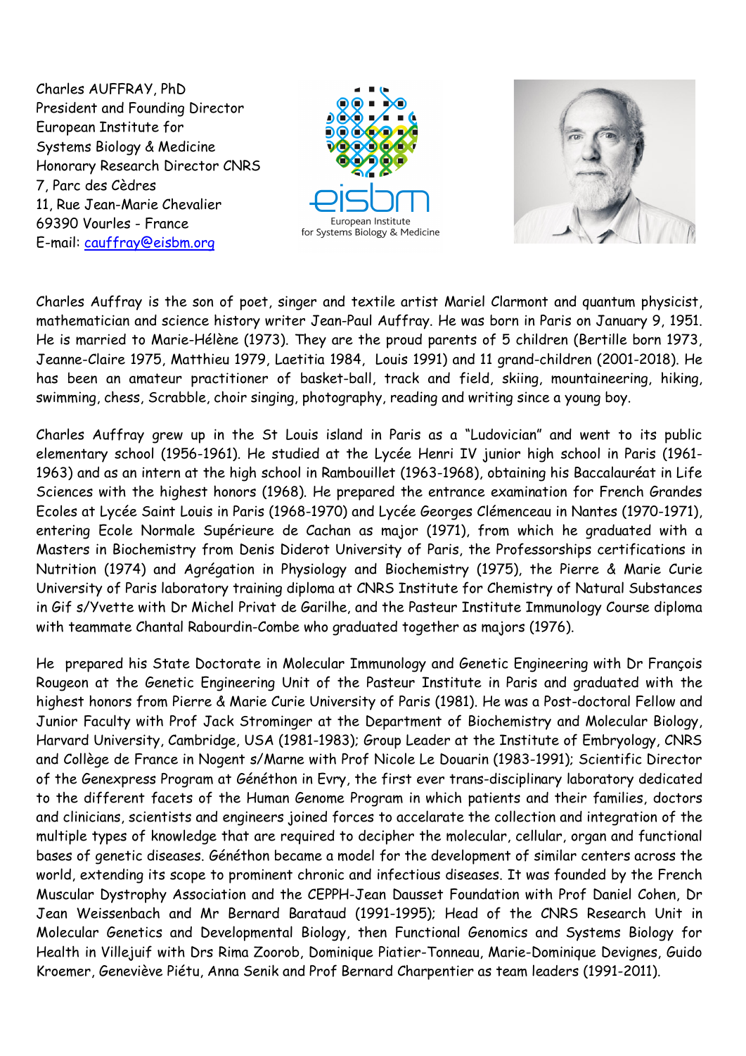Charles AUFFRAY, PhD
President and Founding Director
European Institute for
Systems Biology & Medicine
Honorary Research Director CNRS
7, Parc des Cèdres
11, Rue Jean-Marie Chevalier
69390 Vourles - France
E-mail: cauffray@eisbm.org

eisbm
European Institute
for Systems Biology & Medicine

Charles Auffray is the son of poet, singer and textile artist Mariel Clarmont and quantum physicist, mathematician and science history writer Jean-Paul Auffray. He was born in Paris on January 9, 1951. He is married to Marie-Hélène (1973). They are the proud parents of 5 children (Bertille born 1973, Jeanne-Claire 1975, Matthieu 1979, Laetitia 1984, Louis 1991) and 11 grand-children (2001-2018). He has been an amateur practitioner of basket-ball, track and field, skiing, mountaineering, hiking, swimming, chess, Scrabble, choir singing, photography, reading and writing since a young boy.

Charles Auffray grew up in the St Louis island in Paris as a "Ludovician" and went to its public elementary school (1956-1961). He studied at the Lycée Henri IV junior high school in Paris (1961-1963) and as an intern at the high school in Rambouillet (1963-1968), obtaining his Baccalauréat in Life Sciences with the highest honors (1968). He prepared the entrance examination for French Grandes Ecoles at Lycée Saint Louis in Paris (1968-1970) and Lycée Georges Clémenceau in Nantes (1970-1971), entering Ecole Normale Supérieure de Cachan as major (1971), from which he graduated with a Masters in Biochemistry from Denis Diderot University of Paris, the Professorships certifications in Nutrition (1974) and Agrégation in Physiology and Biochemistry (1975), the Pierre & Marie Curie University of Paris laboratory training diploma at CNRS Institute for Chemistry of Natural Substances in Gif s/Yvette with Dr Michel Privat de Garilhe, and the Pasteur Institute Immunology Course diploma with teammate Chantal Rabourdin-Combe who graduated together as majors (1976).

He prepared his State Doctorate in Molecular Immunology and Genetic Engineering with Dr François Rougeon at the Genetic Engineering Unit of the Pasteur Institute in Paris and graduated with the highest honors from Pierre & Marie Curie University of Paris (1981). He was a Post-doctoral Fellow and Junior Faculty with Prof Jack Strominger at the Department of Biochemistry and Molecular Biology, Harvard University, Cambridge, USA (1981-1983); Group Leader at the Institute of Embryology, CNRS and Collège de France in Nogent s/Marne with Prof Nicole Le Douarin (1983-1991); Scientific Director of the Genexpress Program at Généthon in Evry, the first ever trans-disciplinary laboratory dedicated to the different facets of the Human Genome Program in which patients and their families, doctors and clinicians, scientists and engineers joined forces to accelarate the collection and integration of the multiple types of knowledge that are required to decipher the molecular, cellular, organ and functional bases of genetic diseases. Généthon became a model for the development of similar centers across the world, extending its scope to prominent chronic and infectious diseases. It was founded by the French Muscular Dystrophy Association and the CEPPH-Jean Dausset Foundation with Prof Daniel Cohen, Dr Jean Weissenbach and Mr Bernard Barataud (1991-1995); Head of the CNRS Research Unit in Molecular Genetics and Developmental Biology, then Functional Genomics and Systems Biology for Health in Villejuif with Drs Rima Zoorob, Dominique Piatier-Tonneau, Marie-Dominique Devignes, Guido Kroemer, Geneviève Piétu, Anna Senik and Prof Bernard Charpentier as team leaders (1991-2011).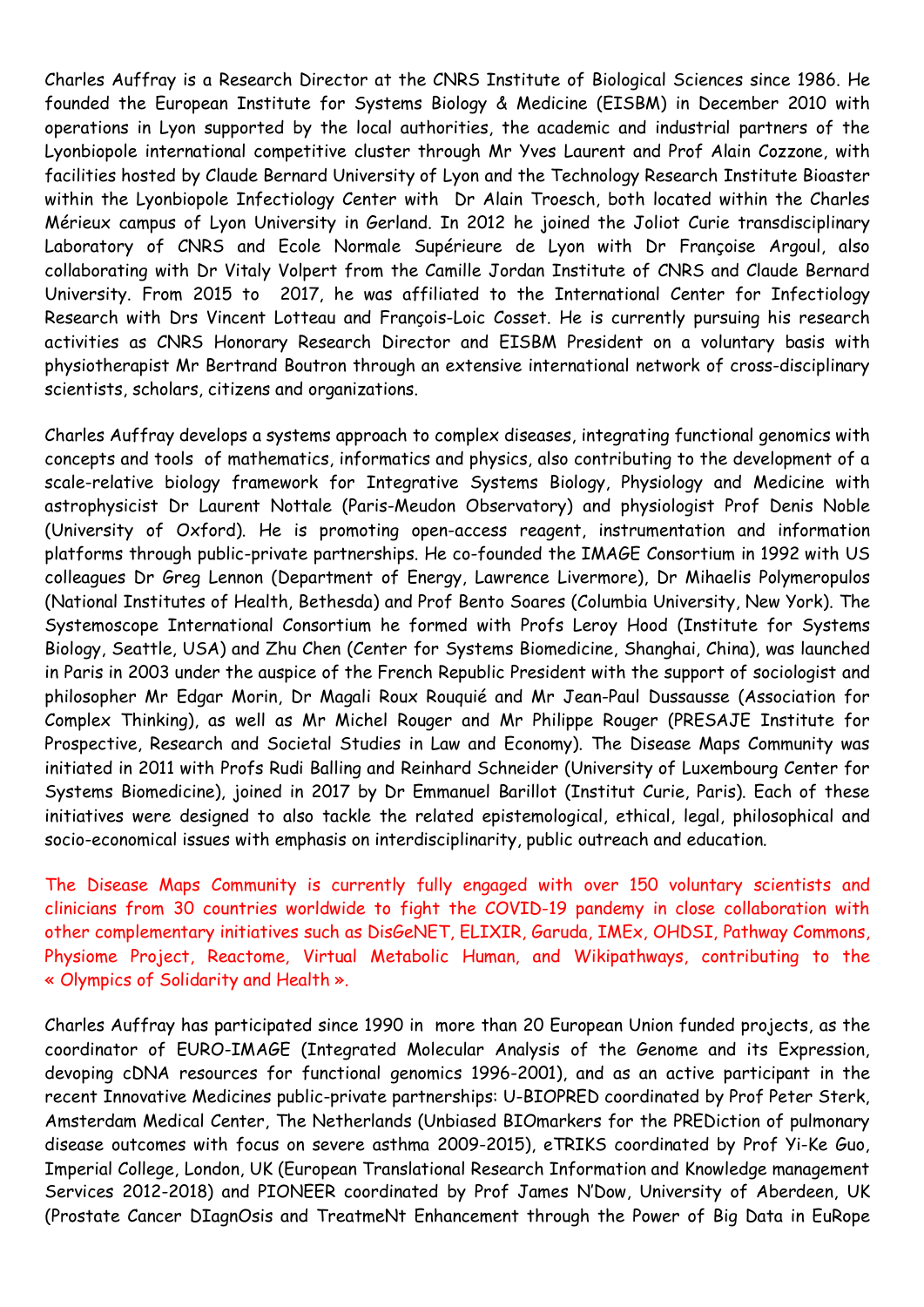Charles Auffray is a Research Director at the CNRS Institute of Biological Sciences since 1986. He founded the European Institute for Systems Biology & Medicine (EISBM) in December 2010 with operations in Lyon supported by the local authorities, the academic and industrial partners of the Lyonbiopole international competitive cluster through Mr Yves Laurent and Prof Alain Cozzone, with facilities hosted by Claude Bernard University of Lyon and the Technology Research Institute Bioaster within the Lyonbiopole Infectiology Center with Dr Alain Troesch, both located within the Charles Mérieux campus of Lyon University in Gerland. In 2012 he joined the Joliot Curie transdisciplinary Laboratory of CNRS and Ecole Normale Supérieure de Lyon with Dr Françoise Argoul, also collaborating with Dr Vitaly Volpert from the Camille Jordan Institute of CNRS and Claude Bernard University. From 2015 to 2017, he was affiliated to the International Center for Infectiology Research with Drs Vincent Lotteau and François-Loic Cosset. He is currently pursuing his research activities as CNRS Honorary Research Director and EISBM President on a voluntary basis with physiotherapist Mr Bertrand Boutron through an extensive international network of cross-disciplinary scientists, scholars, citizens and organizations.

Charles Auffray develops a systems approach to complex diseases, integrating functional genomics with concepts and tools of mathematics, informatics and physics, also contributing to the development of a scale-relative biology framework for Integrative Systems Biology, Physiology and Medicine with astrophysicist Dr Laurent Nottale (Paris-Meudon Observatory) and physiologist Prof Denis Noble (University of Oxford). He is promoting open-access reagent, instrumentation and information platforms through public-private partnerships. He co-founded the IMAGE Consortium in 1992 with US colleagues Dr Greg Lennon (Department of Energy, Lawrence Livermore), Dr Mihaelis Polymeropulos (National Institutes of Health, Bethesda) and Prof Bento Soares (Columbia University, New York). The Systemoscope International Consortium he formed with Profs Leroy Hood (Institute for Systems Biology, Seattle, USA) and Zhu Chen (Center for Systems Biomedicine, Shanghai, China), was launched in Paris in 2003 under the auspice of the French Republic President with the support of sociologist and philosopher Mr Edgar Morin, Dr Magali Roux Rouquié and Mr Jean-Paul Dussausse (Association for Complex Thinking), as well as Mr Michel Rouger and Mr Philippe Rouger (PRESAJE Institute for Prospective, Research and Societal Studies in Law and Economy). The Disease Maps Community was initiated in 2011 with Profs Rudi Balling and Reinhard Schneider (University of Luxembourg Center for Systems Biomedicine), joined in 2017 by Dr Emmanuel Barillot (Institut Curie, Paris). Each of these initiatives were designed to also tackle the related epistemological, ethical, legal, philosophical and socio-economical issues with emphasis on interdisciplinarity, public outreach and education.

The Disease Maps Community is currently fully engaged with over 150 voluntary scientists and clinicians from 30 countries worldwide to fight the COVID-19 pandemy in close collaboration with other complementary initiatives such as DisGeNET, ELIXIR, Garuda, IMEx, OHDSI, Pathway Commons, Physiome Project, Reactome, Virtual Metabolic Human, and Wikipathways, contributing to the « Olympics of Solidarity and Health ».

Charles Auffray has participated since 1990 in more than 20 European Union funded projects, as the coordinator of EURO-IMAGE (Integrated Molecular Analysis of the Genome and its Expression, devoping cDNA resources for functional genomics 1996-2001), and as an active participant in the recent Innovative Medicines public-private partnerships: U-BIOPRED coordinated by Prof Peter Sterk, Amsterdam Medical Center, The Netherlands (Unbiased BIOmarkers for the PREDiction of pulmonary disease outcomes with focus on severe asthma 2009-2015), eTRIKS coordinated by Prof Yi-Ke Guo, Imperial College, London, UK (European Translational Research Information and Knowledge management Services 2012-2018) and PIONEER coordinated by Prof James N'Dow, University of Aberdeen, UK (Prostate Cancer DIagnOsis and TreatmeNt Enhancement through the Power of Big Data in EuRope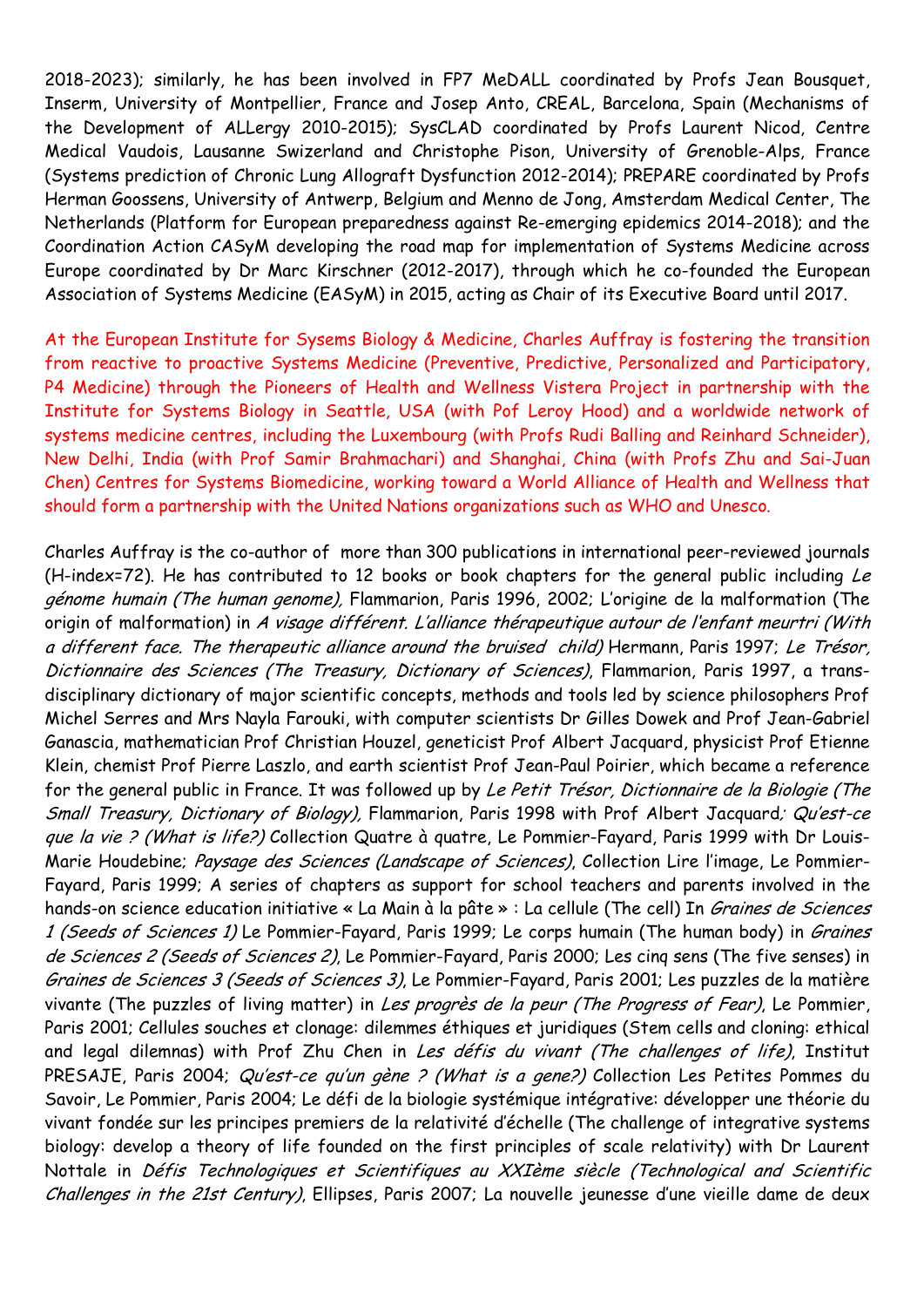2018-2023); similarly, he has been involved in FP7 MeDALL coordinated by Profs Jean Bousquet, Inserm, University of Montpellier, France and Josep Anto, CREAL, Barcelona, Spain (Mechanisms of the Development of ALLergy 2010-2015); SysCLAD coordinated by Profs Laurent Nicod, Centre Medical Vaudois, Lausanne Swizerland and Christophe Pison, University of Grenoble-Alps, France (Systems prediction of Chronic Lung Allograft Dysfunction 2012-2014); PREPARE coordinated by Profs Herman Goossens, University of Antwerp, Belgium and Menno de Jong, Amsterdam Medical Center, The Netherlands (Platform for European preparedness against Re-emerging epidemics 2014-2018); and the Coordination Action CASyM developing the road map for implementation of Systems Medicine across Europe coordinated by Dr Marc Kirschner (2012-2017), through which he co-founded the European Association of Systems Medicine (EASyM) in 2015, acting as Chair of its Executive Board until 2017.

At the European Institute for Sysems Biology & Medicine, Charles Auffray is fostering the transition from reactive to proactive Systems Medicine (Preventive, Predictive, Personalized and Participatory, P4 Medicine) through the Pioneers of Health and Wellness Vistera Project in partnership with the Institute for Systems Biology in Seattle, USA (with Pof Leroy Hood) and a worldwide network of systems medicine centres, including the Luxembourg (with Profs Rudi Balling and Reinhard Schneider), New Delhi, India (with Prof Samir Brahmachari) and Shanghai, China (with Profs Zhu and Sai-Juan Chen) Centres for Systems Biomedicine, working toward a World Alliance of Health and Wellness that should form a partnership with the United Nations organizations such as WHO and Unesco.

Charles Auffray is the co-author of more than 300 publications in international peer-reviewed journals (H-index=72). He has contributed to 12 books or book chapters for the general public including *Le génome humain (The human genome),* Flammarion, Paris 1996, 2002; L'origine de la malformation (The origin of malformation) in *A visage différent. L'alliance thérapeutique autour de l'enfant meurtri (With a different face. The therapeutic alliance around the bruised child)* Hermann, Paris 1997; *Le Trésor, Dictionnaire des Sciences (The Treasury, Dictionary of Sciences)*, Flammarion, Paris 1997, a trans-disciplinary dictionary of major scientific concepts, methods and tools led by science philosophers Prof Michel Serres and Mrs Nayla Farouki, with computer scientists Dr Gilles Dowek and Prof Jean-Gabriel Ganascia, mathematician Prof Christian Houzel, geneticist Prof Albert Jacquard, physicist Prof Etienne Klein, chemist Prof Pierre Laszlo, and earth scientist Prof Jean-Paul Poirier, which became a reference for the general public in France. It was followed up by *Le Petit Trésor, Dictionnaire de la Biologie (The Small Treasury, Dictionary of Biology),* Flammarion, Paris 1998 with Prof Albert Jacquard; *Qu'est-ce que la vie ? (What is life?)* Collection Quatre à quatre, Le Pommier-Fayard, Paris 1999 with Dr Louis-Marie Houdebine; *Paysage des Sciences (Landscape of Sciences)*, Collection Lire l'image, Le Pommier-Fayard, Paris 1999; A series of chapters as support for school teachers and parents involved in the hands-on science education initiative « La Main à la pâte » : La cellule (The cell) In *Graines de Sciences 1 (Seeds of Sciences 1)* Le Pommier-Fayard, Paris 1999; Le corps humain (The human body) in *Graines de Sciences 2 (Seeds of Sciences 2)*, Le Pommier-Fayard, Paris 2000; Les cinq sens (The five senses) in *Graines de Sciences 3 (Seeds of Sciences 3)*, Le Pommier-Fayard, Paris 2001; Les puzzles de la matière vivante (The puzzles of living matter) in *Les progrès de la peur (The Progress of Fear)*, Le Pommier, Paris 2001; Cellules souches et clonage: dilemmes éthiques et juridiques (Stem cells and cloning: ethical and legal dilemnas) with Prof Zhu Chen in *Les défis du vivant (The challenges of life)*, Institut PRESAJE, Paris 2004; *Qu'est-ce qu'un gène ? (What is a gene?)* Collection Les Petites Pommes du Savoir, Le Pommier, Paris 2004; Le défi de la biologie systémique intégrative: développer une théorie du vivant fondée sur les principes premiers de la relativité d'échelle (The challenge of integrative systems biology: develop a theory of life founded on the first principles of scale relativity) with Dr Laurent Nottale in *Défis Technologiques et Scientifiques au XXIème siècle (Technological and Scientific Challenges in the 21st Century)*, Ellipses, Paris 2007; La nouvelle jeunesse d'une vieille dame de deux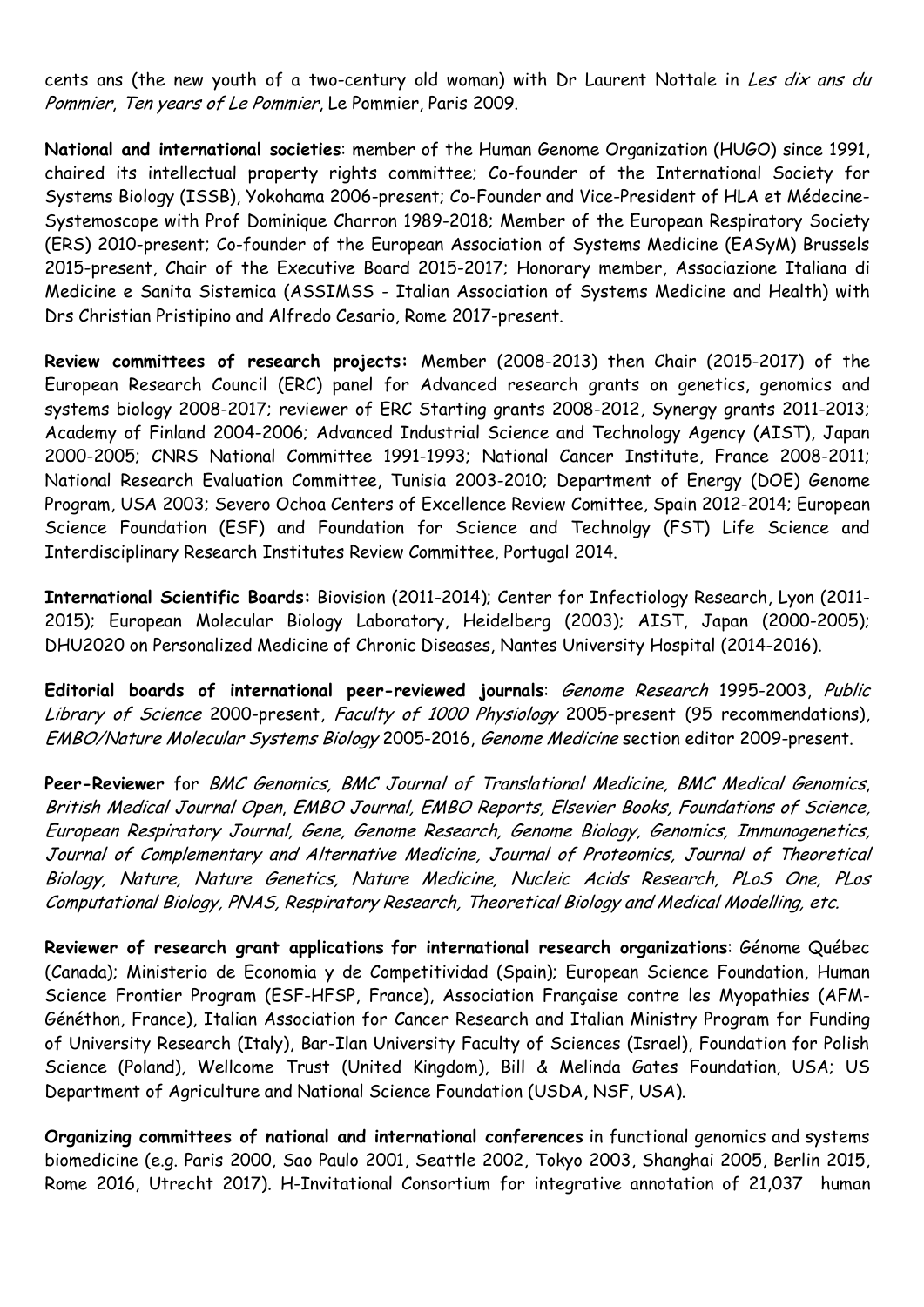cents ans (the new youth of a two-century old woman) with Dr Laurent Nottale in *Les dix ans du Pommier*, *Ten years of Le Pommier*, Le Pommier, Paris 2009.

**National and international societies**: member of the Human Genome Organization (HUGO) since 1991, chaired its intellectual property rights committee; Co-founder of the International Society for Systems Biology (ISSB), Yokohama 2006-present; Co-Founder and Vice-President of HLA et Médecine-Systemoscope with Prof Dominique Charron 1989-2018; Member of the European Respiratory Society (ERS) 2010-present; Co-founder of the European Association of Systems Medicine (EASyM) Brussels 2015-present, Chair of the Executive Board 2015-2017; Honorary member, Associazione Italiana di Medicine e Sanita Sistemica (ASSIMSS - Italian Association of Systems Medicine and Health) with Drs Christian Pristipino and Alfredo Cesario, Rome 2017-present.

**Review committees of research projects:** Member (2008-2013) then Chair (2015-2017) of the European Research Council (ERC) panel for Advanced research grants on genetics, genomics and systems biology 2008-2017; reviewer of ERC Starting grants 2008-2012, Synergy grants 2011-2013; Academy of Finland 2004-2006; Advanced Industrial Science and Technology Agency (AIST), Japan 2000-2005; CNRS National Committee 1991-1993; National Cancer Institute, France 2008-2011; National Research Evaluation Committee, Tunisia 2003-2010; Department of Energy (DOE) Genome Program, USA 2003; Severo Ochoa Centers of Excellence Review Comittee, Spain 2012-2014; European Science Foundation (ESF) and Foundation for Science and Technolgy (FST) Life Science and Interdisciplinary Research Institutes Review Committee, Portugal 2014.

**International Scientific Boards:** Biovision (2011-2014); Center for Infectiology Research, Lyon (2011-2015); European Molecular Biology Laboratory, Heidelberg (2003); AIST, Japan (2000-2005); DHU2020 on Personalized Medicine of Chronic Diseases, Nantes University Hospital (2014-2016).

**Editorial boards of international peer-reviewed journals**: *Genome Research* 1995-2003, *Public Library of Science* 2000-present, *Faculty of 1000 Physiology* 2005-present (95 recommendations), *EMBO/Nature Molecular Systems Biology* 2005-2016, *Genome Medicine* section editor 2009-present.

**Peer-Reviewer** for *BMC Genomics, BMC Journal of Translational Medicine, BMC Medical Genomics, British Medical Journal Open, EMBO Journal, EMBO Reports, Elsevier Books, Foundations of Science, European Respiratory Journal, Gene, Genome Research, Genome Biology, Genomics, Immunogenetics, Journal of Complementary and Alternative Medicine, Journal of Proteomics, Journal of Theoretical Biology, Nature, Nature Genetics, Nature Medicine, Nucleic Acids Research, PLoS One, PLos Computational Biology, PNAS, Respiratory Research, Theoretical Biology and Medical Modelling, etc.*

**Reviewer of research grant applications for international research organizations**: Génome Québec (Canada); Ministerio de Economia y de Competitividad (Spain); European Science Foundation, Human Science Frontier Program (ESF-HFSP, France), Association Française contre les Myopathies (AFM-Généthon, France), Italian Association for Cancer Research and Italian Ministry Program for Funding of University Research (Italy), Bar-Ilan University Faculty of Sciences (Israel), Foundation for Polish Science (Poland), Wellcome Trust (United Kingdom), Bill & Melinda Gates Foundation, USA; US Department of Agriculture and National Science Foundation (USDA, NSF, USA).

**Organizing committees of national and international conferences** in functional genomics and systems biomedicine (e.g. Paris 2000, Sao Paulo 2001, Seattle 2002, Tokyo 2003, Shanghai 2005, Berlin 2015, Rome 2016, Utrecht 2017). H-Invitational Consortium for integrative annotation of 21,037 human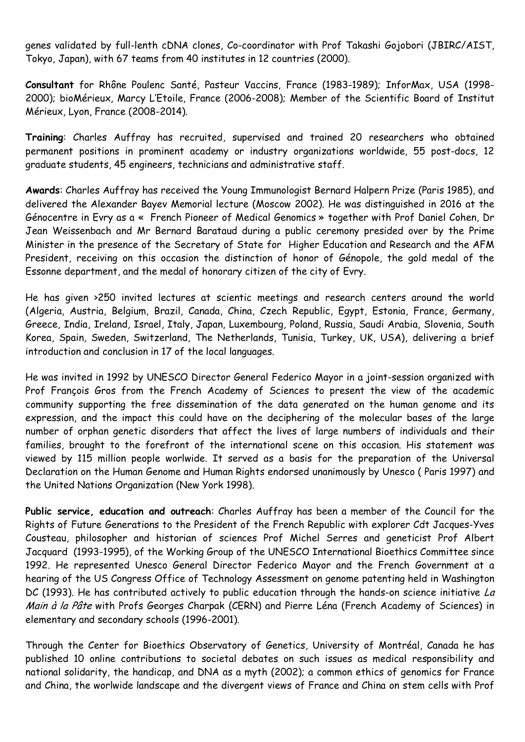genes validated by full-lenth cDNA clones, Co-coordinator with Prof Takashi Gojobori (JBIRC/AIST, Tokyo, Japan), with 67 teams from 40 institutes in 12 countries (2000).

**Consultant** for Rhône Poulenc Santé, Pasteur Vaccins, France (1983-1989); InforMax, USA (1998-2000); bioMérieux, Marcy L'Etoile, France (2006-2008); Member of the Scientific Board of Institut Mérieux, Lyon, France (2008-2014).

**Training**: Charles Auffray has recruited, supervised and trained 20 researchers who obtained permanent positions in prominent academy or industry organizations worldwide, 55 post-docs, 12 graduate students, 45 engineers, technicians and administrative staff.

**Awards**: Charles Auffray has received the Young Immunologist Bernard Halpern Prize (Paris 1985), and delivered the Alexander Bayev Memorial lecture (Moscow 2002). He was distinguished in 2016 at the Génocentre in Evry as a « French Pioneer of Medical Genomics » together with Prof Daniel Cohen, Dr Jean Weissenbach and Mr Bernard Barataud during a public ceremony presided over by the Prime Minister in the presence of the Secretary of State for Higher Education and Research and the AFM President, receiving on this occasion the distinction of honor of Génopole, the gold medal of the Essonne department, and the medal of honorary citizen of the city of Evry.

He has given >250 invited lectures at scientic meetings and research centers around the world (Algeria, Austria, Belgium, Brazil, Canada, China, Czech Republic, Egypt, Estonia, France, Germany, Greece, India, Ireland, Israel, Italy, Japan, Luxembourg, Poland, Russia, Saudi Arabia, Slovenia, South Korea, Spain, Sweden, Switzerland, The Netherlands, Tunisia, Turkey, UK, USA), delivering a brief introduction and conclusion in 17 of the local languages.

He was invited in 1992 by UNESCO Director General Federico Mayor in a joint-session organized with Prof François Gros from the French Academy of Sciences to present the view of the academic community supporting the free dissemination of the data generated on the human genome and its expression, and the impact this could have on the deciphering of the molecular bases of the large number of orphan genetic disorders that affect the lives of large numbers of individuals and their families, brought to the forefront of the international scene on this occasion. His statement was viewed by 115 million people worlwide. It served as a basis for the preparation of the Universal Declaration on the Human Genome and Human Rights endorsed unanimously by Unesco ( Paris 1997) and the United Nations Organization (New York 1998).

**Public service, education and outreach**: Charles Auffray has been a member of the Council for the Rights of Future Generations to the President of the French Republic with explorer Cdt Jacques-Yves Cousteau, philosopher and historian of sciences Prof Michel Serres and geneticist Prof Albert Jacquard (1993-1995), of the Working Group of the UNESCO International Bioethics Committee since 1992. He represented Unesco General Director Federico Mayor and the French Government at a hearing of the US Congress Office of Technology Assessment on genome patenting held in Washington DC (1993). He has contributed actively to public education through the hands-on science initiative *La Main à la Pâte* with Profs Georges Charpak (CERN) and Pierre Léna (French Academy of Sciences) in elementary and secondary schools (1996-2001).

Through the Center for Bioethics Observatory of Genetics, University of Montréal, Canada he has published 10 online contributions to societal debates on such issues as medical responsibility and national solidarity, the handicap, and DNA as a myth (2002); a common ethics of genomics for France and China, the worlwide landscape and the divergent views of France and China on stem cells with Prof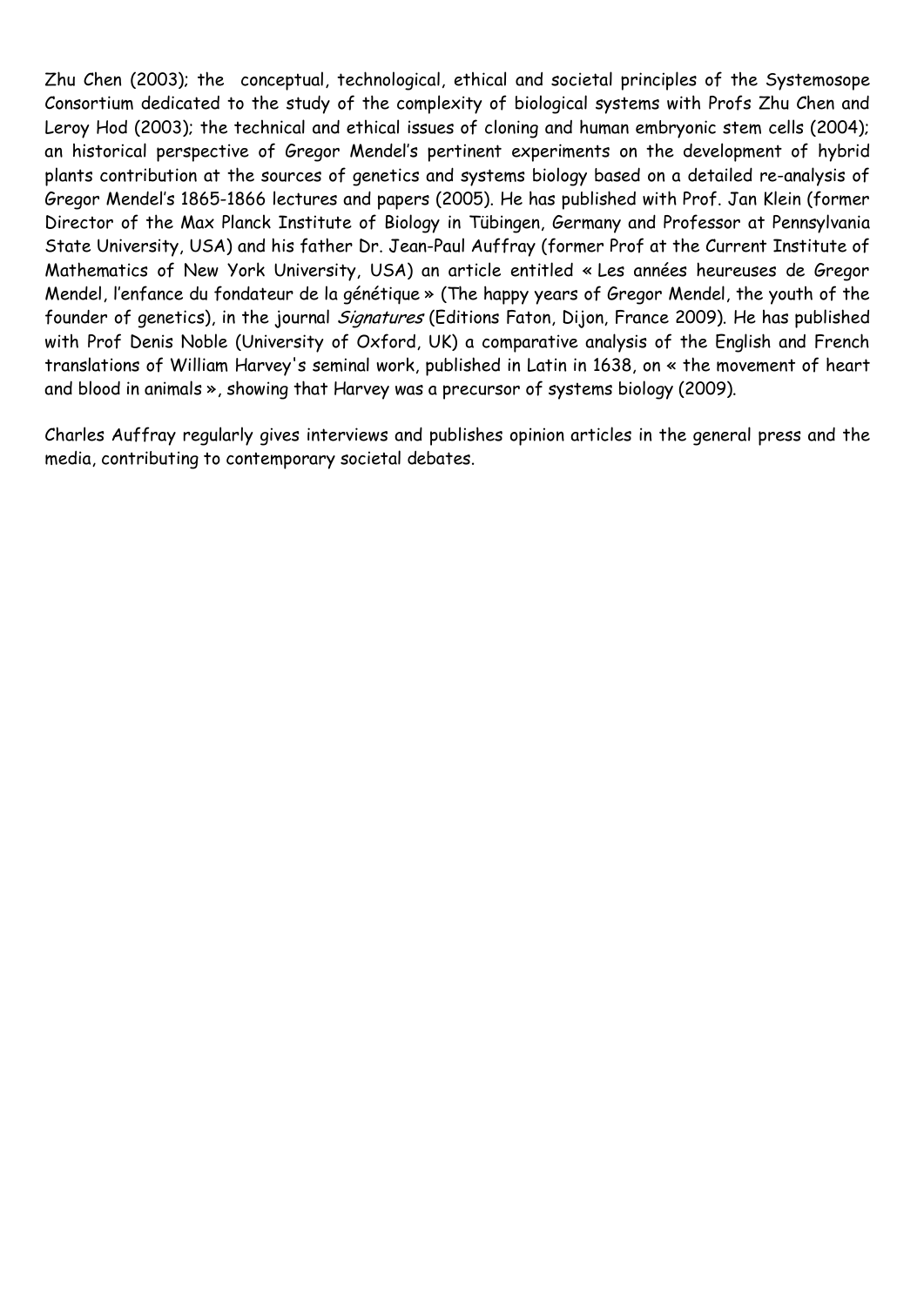Zhu Chen (2003); the conceptual, technological, ethical and societal principles of the Systemosope Consortium dedicated to the study of the complexity of biological systems with Profs Zhu Chen and Leroy Hod (2003); the technical and ethical issues of cloning and human embryonic stem cells (2004); an historical perspective of Gregor Mendel's pertinent experiments on the development of hybrid plants contribution at the sources of genetics and systems biology based on a detailed re-analysis of Gregor Mendel's 1865-1866 lectures and papers (2005). He has published with Prof. Jan Klein (former Director of the Max Planck Institute of Biology in Tübingen, Germany and Professor at Pennsylvania State University, USA) and his father Dr. Jean-Paul Auffray (former Prof at the Current Institute of Mathematics of New York University, USA) an article entitled « Les années heureuses de Gregor Mendel, l'enfance du fondateur de la génétique » (The happy years of Gregor Mendel, the youth of the founder of genetics), in the journal *Signatures* (Editions Faton, Dijon, France 2009). He has published with Prof Denis Noble (University of Oxford, UK) a comparative analysis of the English and French translations of William Harvey's seminal work, published in Latin in 1638, on « the movement of heart and blood in animals », showing that Harvey was a precursor of systems biology (2009).

Charles Auffray regularly gives interviews and publishes opinion articles in the general press and the media, contributing to contemporary societal debates.